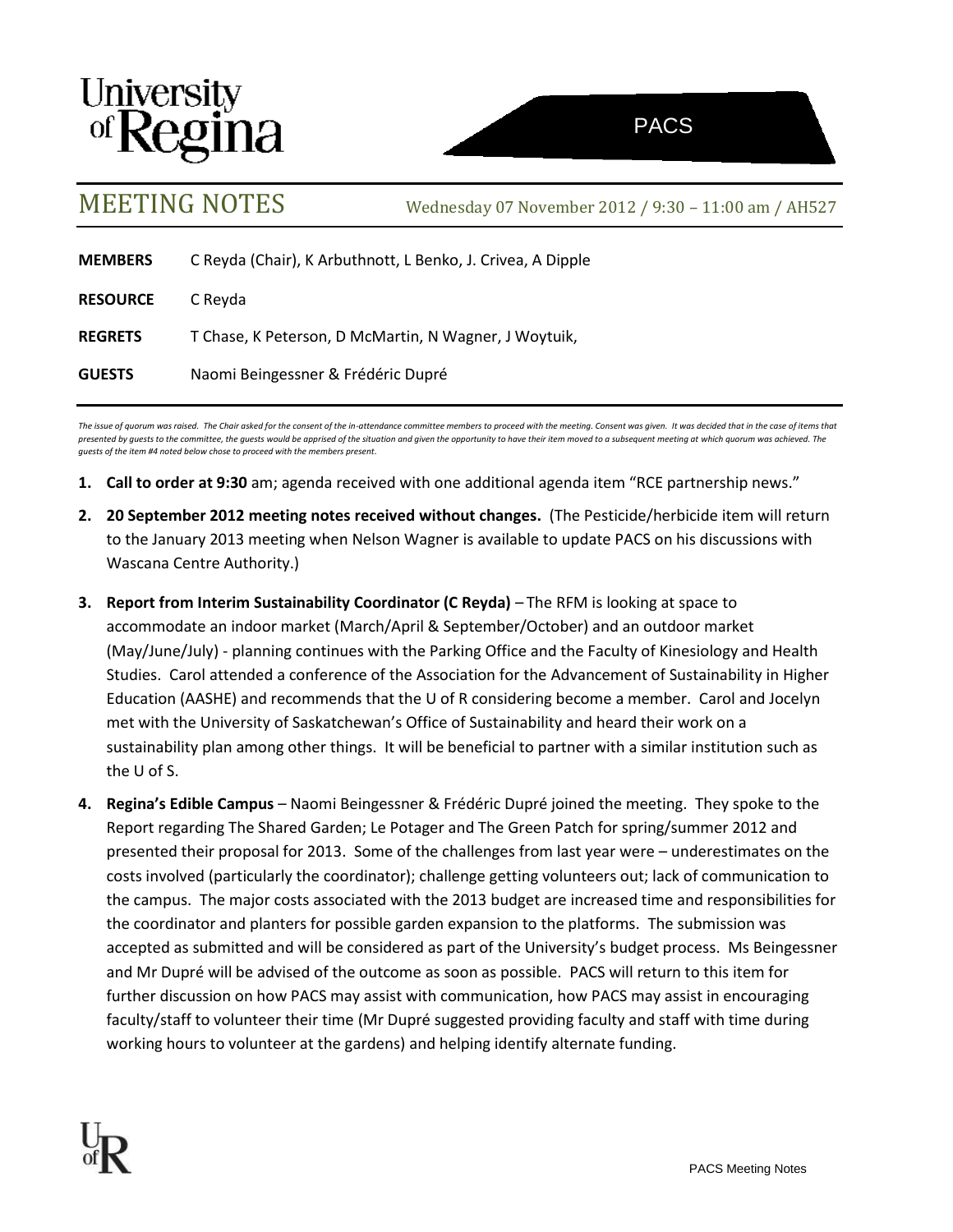University of Regina

PACS

# MEETING NOTES

Wednesday 07 November 2012 / 9:30 – 11:00 am / AH527

| | |
|---|---|
| **MEMBERS** | C Reyda (Chair), K Arbuthnott, L Benko, J. Crivea, A Dipple |
| **RESOURCE** | C Reyda |
| **REGRETS** | T Chase, K Peterson, D McMartin, N Wagner, J Woytuik, |
| **GUESTS** | Naomi Beingessner & Frédéric Dupré |

*The issue of quorum was raised. The Chair asked for the consent of the in-attendance committee members to proceed with the meeting. Consent was given. It was decided that in the case of items that presented by guests to the committee, the guests would be apprised of the situation and given the opportunity to have their item moved to a subsequent meeting at which quorum was achieved. The guests of the item #4 noted below chose to proceed with the members present.*

1. **Call to order at 9:30** am; agenda received with one additional agenda item "RCE partnership news."
2. **20 September 2012 meeting notes received without changes.** (The Pesticide/herbicide item will return to the January 2013 meeting when Nelson Wagner is available to update PACS on his discussions with Wascana Centre Authority.)
3. **Report from Interim Sustainability Coordinator (C Reyda)** – The RFM is looking at space to accommodate an indoor market (March/April & September/October) and an outdoor market (May/June/July) - planning continues with the Parking Office and the Faculty of Kinesiology and Health Studies. Carol attended a conference of the Association for the Advancement of Sustainability in Higher Education (AASHE) and recommends that the U of R considering become a member. Carol and Jocelyn met with the University of Saskatchewan's Office of Sustainability and heard their work on a sustainability plan among other things. It will be beneficial to partner with a similar institution such as the U of S.
4. **Regina's Edible Campus** – Naomi Beingessner & Frédéric Dupré joined the meeting. They spoke to the Report regarding The Shared Garden; Le Potager and The Green Patch for spring/summer 2012 and presented their proposal for 2013. Some of the challenges from last year were – underestimates on the costs involved (particularly the coordinator); challenge getting volunteers out; lack of communication to the campus. The major costs associated with the 2013 budget are increased time and responsibilities for the coordinator and planters for possible garden expansion to the platforms. The submission was accepted as submitted and will be considered as part of the University's budget process. Ms Beingessner and Mr Dupré will be advised of the outcome as soon as possible. PACS will return to this item for further discussion on how PACS may assist with communication, how PACS may assist in encouraging faculty/staff to volunteer their time (Mr Dupré suggested providing faculty and staff with time during working hours to volunteer at the gardens) and helping identify alternate funding.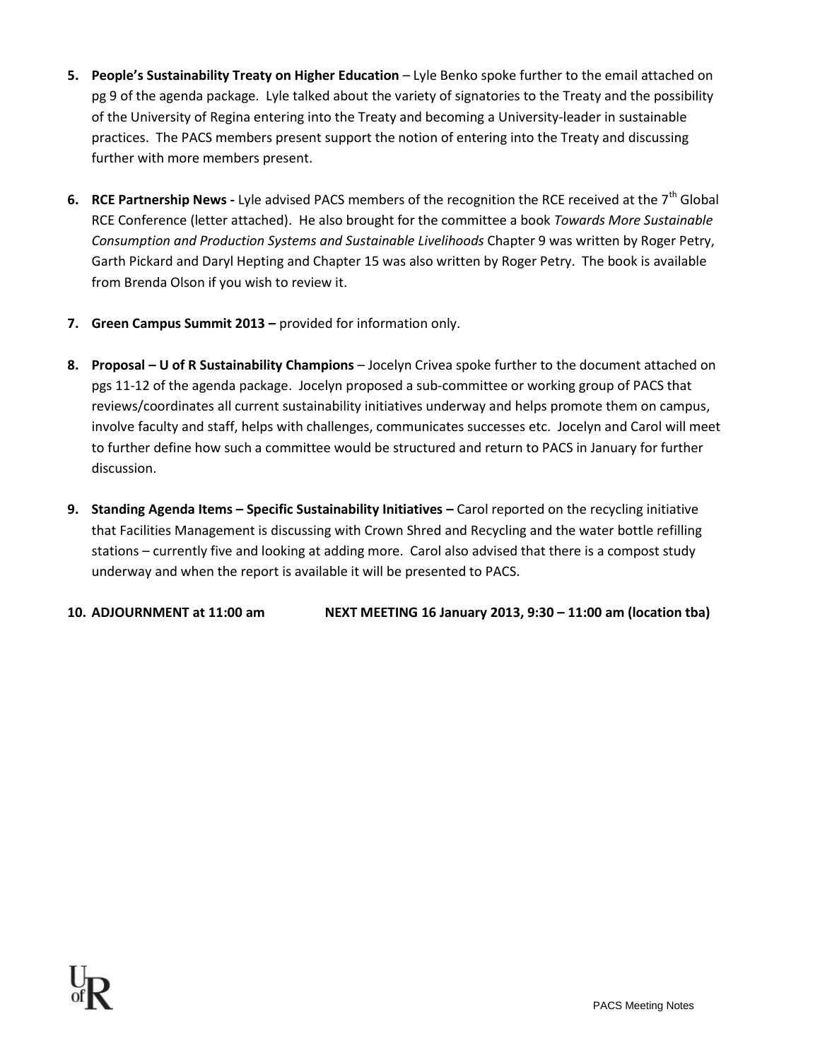5. **People's Sustainability Treaty on Higher Education** – Lyle Benko spoke further to the email attached on pg 9 of the agenda package. Lyle talked about the variety of signatories to the Treaty and the possibility of the University of Regina entering into the Treaty and becoming a University-leader in sustainable practices. The PACS members present support the notion of entering into the Treaty and discussing further with more members present.

6. **RCE Partnership News -** Lyle advised PACS members of the recognition the RCE received at the 7th Global RCE Conference (letter attached). He also brought for the committee a book *Towards More Sustainable Consumption and Production Systems and Sustainable Livelihoods* Chapter 9 was written by Roger Petry, Garth Pickard and Daryl Hepting and Chapter 15 was also written by Roger Petry. The book is available from Brenda Olson if you wish to review it.

7. **Green Campus Summit 2013 –** provided for information only.

8. **Proposal – U of R Sustainability Champions** – Jocelyn Crivea spoke further to the document attached on pgs 11-12 of the agenda package. Jocelyn proposed a sub-committee or working group of PACS that reviews/coordinates all current sustainability initiatives underway and helps promote them on campus, involve faculty and staff, helps with challenges, communicates successes etc. Jocelyn and Carol will meet to further define how such a committee would be structured and return to PACS in January for further discussion.

9. **Standing Agenda Items – Specific Sustainability Initiatives –** Carol reported on the recycling initiative that Facilities Management is discussing with Crown Shred and Recycling and the water bottle refilling stations – currently five and looking at adding more. Carol also advised that there is a compost study underway and when the report is available it will be presented to PACS.

10. **ADJOURNMENT at 11:00 am** **NEXT MEETING 16 January 2013, 9:30 – 11:00 am (location tba)**